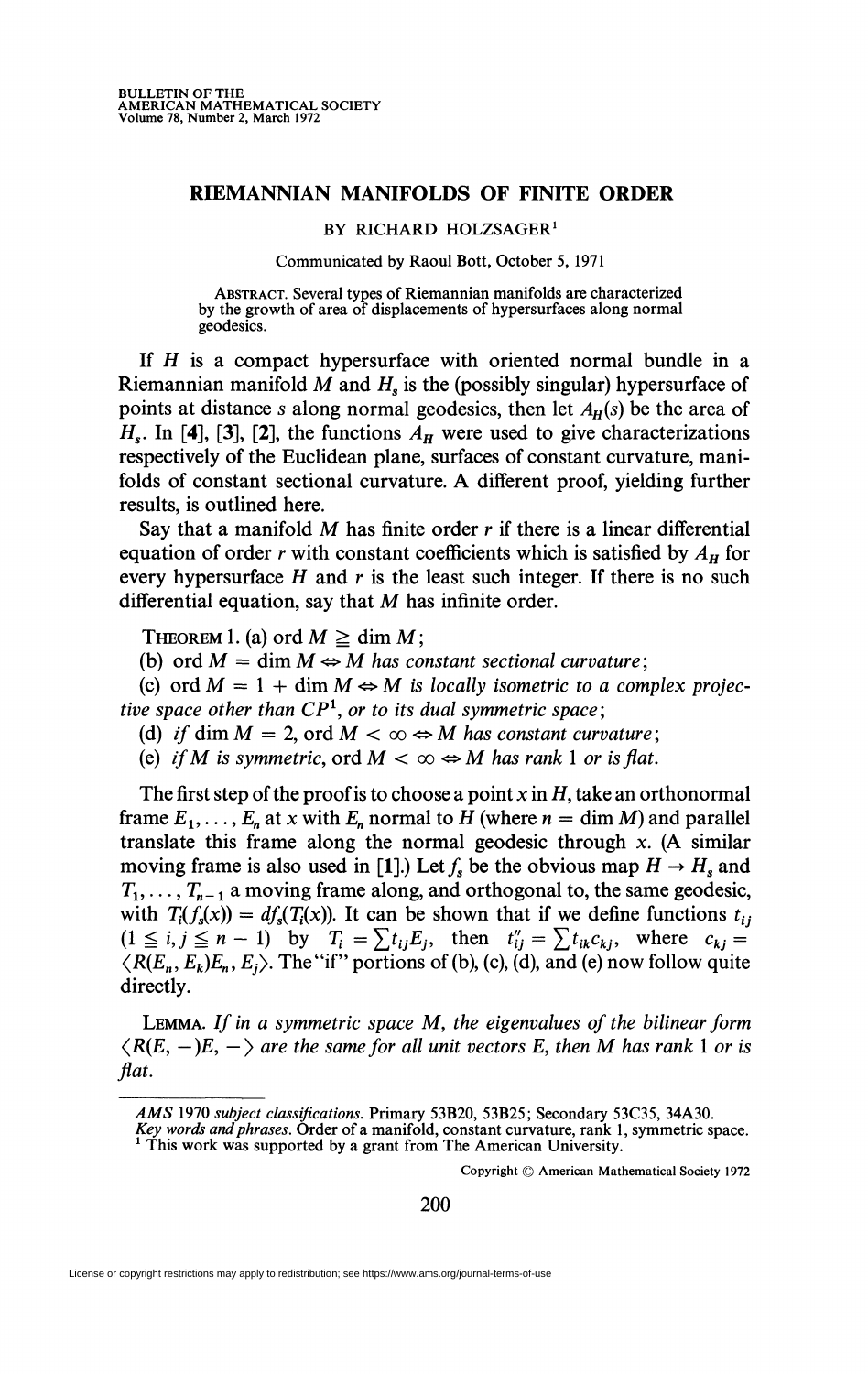# RIEMANNIAN MANIFOLDS OF FINITE ORDER

BY RICHARD HOLZSAGER[1]

Communicated by Raoul Bott, October 5, 1971

ABSTRACT. Several types of Riemannian manifolds are characterized by the growth of area of displacements of hypersurfaces along normal geodesics.

If $H$ is a compact hypersurface with oriented normal bundle in a Riemannian manifold $M$ and $H_s$ is the (possibly singular) hypersurface of points at distance $s$ along normal geodesics, then let $A_H(s)$ be the area of $H_s$. In [**4**], [**3**], [**2**], the functions $A_H$ were used to give characterizations respectively of the Euclidean plane, surfaces of constant curvature, manifolds of constant sectional curvature. A different proof, yielding further results, is outlined here.

Say that a manifold $M$ has finite order $r$ if there is a linear differential equation of order $r$ with constant coefficients which is satisfied by $A_H$ for every hypersurface $H$ and $r$ is the least such integer. If there is no such differential equation, say that $M$ has infinite order.

THEOREM 1. (a) $\operatorname{ord} M \geqq \dim M$;

(b) $\operatorname{ord} M = \dim M \Leftrightarrow M$ *has constant sectional curvature*;

(c) $\operatorname{ord} M = 1 + \dim M \Leftrightarrow M$ *is locally isometric to a complex projective space other than* $CP^1$, *or to its dual symmetric space*;

(d) *if* $\dim M = 2$, $\operatorname{ord} M < \infty \Leftrightarrow M$ *has constant curvature*;

(e) *if* $M$ *is symmetric*, $\operatorname{ord} M < \infty \Leftrightarrow M$ *has rank* 1 *or is flat*.

The first step of the proof is to choose a point $x$ in $H$, take an orthonormal frame $E_1, \ldots, E_n$ at $x$ with $E_n$ normal to $H$ (where $n = \dim M$) and parallel translate this frame along the normal geodesic through $x$. (A similar moving frame is also used in [**1**].) Let $f_s$ be the obvious map $H \to H_s$ and $T_1, \ldots, T_{n-1}$ a moving frame along, and orthogonal to, the same geodesic, with $T_i(f_s(x)) = df_s(T_i(x))$. It can be shown that if we define functions $t_{ij}$ $(1 \leqq i, j \leqq n-1)$ by $T_i = \sum t_{ij} E_j$, then $t''_{ij} = \sum t_{ik} c_{kj}$, where $c_{kj} = \langle R(E_n, E_k)E_n, E_j \rangle$. The "if" portions of (b), (c), (d), and (e) now follow quite directly.

LEMMA. *If in a symmetric space* $M$, *the eigenvalues of the bilinear form* $\langle R(E, -)E, - \rangle$ *are the same for all unit vectors* $E$, *then* $M$ *has rank* 1 *or is flat*.

---

*AMS* 1970 *subject classifications*. Primary 53B20, 53B25; Secondary 53C35, 34A30.

*Key words and phrases*. Order of a manifold, constant curvature, rank 1, symmetric space.

[1] This work was supported by a grant from The American University.

Copyright © American Mathematical Society 1972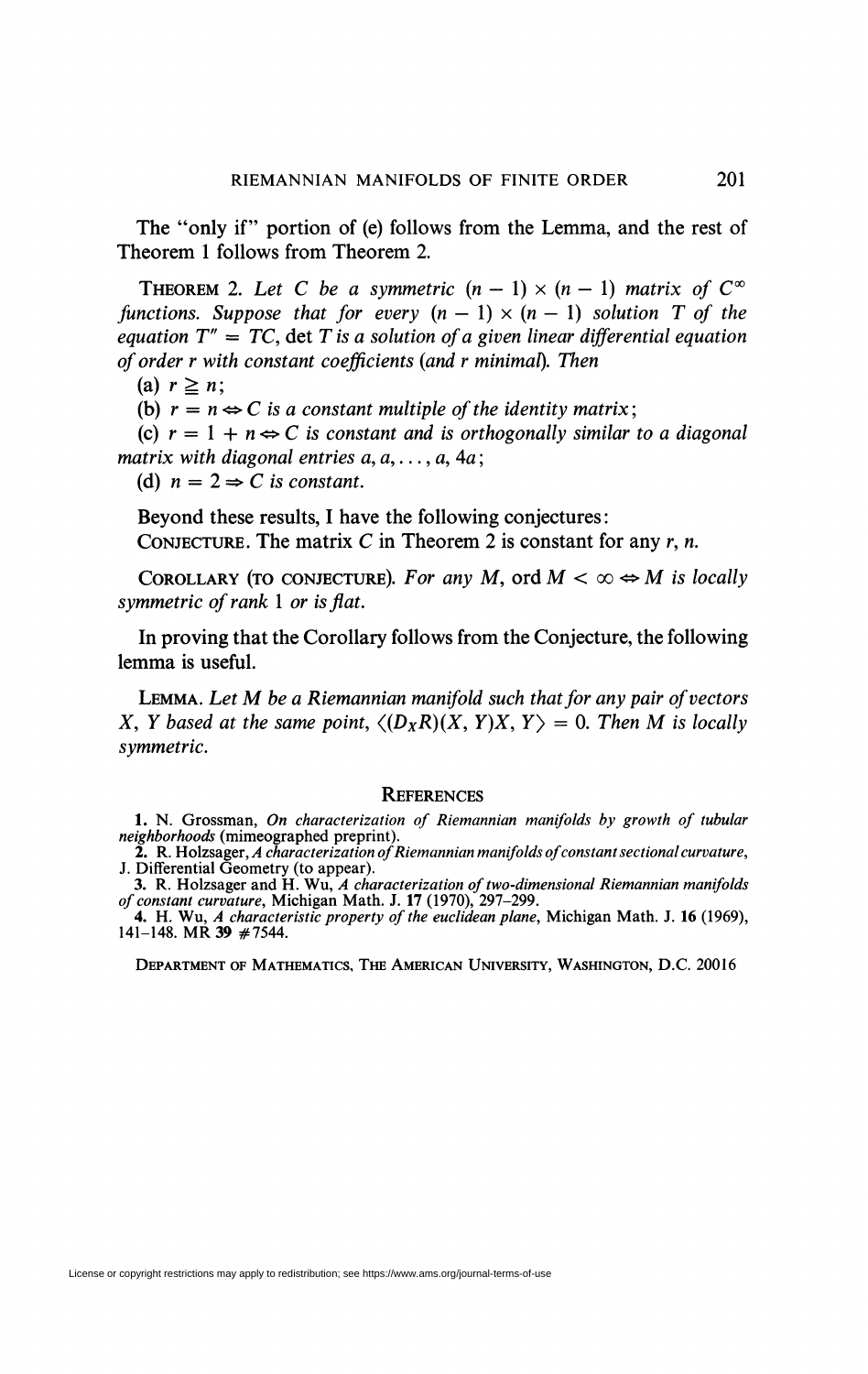The "only if" portion of (e) follows from the Lemma, and the rest of Theorem 1 follows from Theorem 2.

**Theorem 2.** *Let $C$ be a symmetric $(n-1) \times (n-1)$ matrix of $C^\infty$ functions. Suppose that for every $(n-1) \times (n-1)$ solution $T$ of the equation $T'' = TC$,* $\det T$ *is a solution of a given linear differential equation of order $r$ with constant coefficients (and $r$ minimal). Then*

(a) $r \geqq n$;

(b) $r = n \Leftrightarrow C$ *is a constant multiple of the identity matrix*;

(c) $r = 1 + n \Leftrightarrow C$ *is constant and is orthogonally similar to a diagonal matrix with diagonal entries $a, a, \ldots, a, 4a$*;

(d) $n = 2 \Rightarrow C$ *is constant.*

Beyond these results, I have the following conjectures:

**Conjecture.** The matrix $C$ in Theorem 2 is constant for any $r, n$.

**Corollary (to conjecture).** *For any $M$,* $\operatorname{ord} M < \infty \Leftrightarrow M$ *is locally symmetric of rank 1 or is flat.*

In proving that the Corollary follows from the Conjecture, the following lemma is useful.

**Lemma.** *Let $M$ be a Riemannian manifold such that for any pair of vectors $X, Y$ based at the same point, $\langle (D_X R)(X, Y)X, Y \rangle = 0$. Then $M$ is locally symmetric.*

## References

1. N. Grossman, *On characterization of Riemannian manifolds by growth of tubular neighborhoods* (mimeographed preprint).
2. R. Holzsager, *A characterization of Riemannian manifolds of constant sectional curvature*, J. Differential Geometry (to appear).
3. R. Holzsager and H. Wu, *A characterization of two-dimensional Riemannian manifolds of constant curvature*, Michigan Math. J. **17** (1970), 297–299.
4. H. Wu, *A characteristic property of the euclidean plane*, Michigan Math. J. **16** (1969), 141–148. MR **39** #7544.

Department of Mathematics, The American University, Washington, D.C. 20016